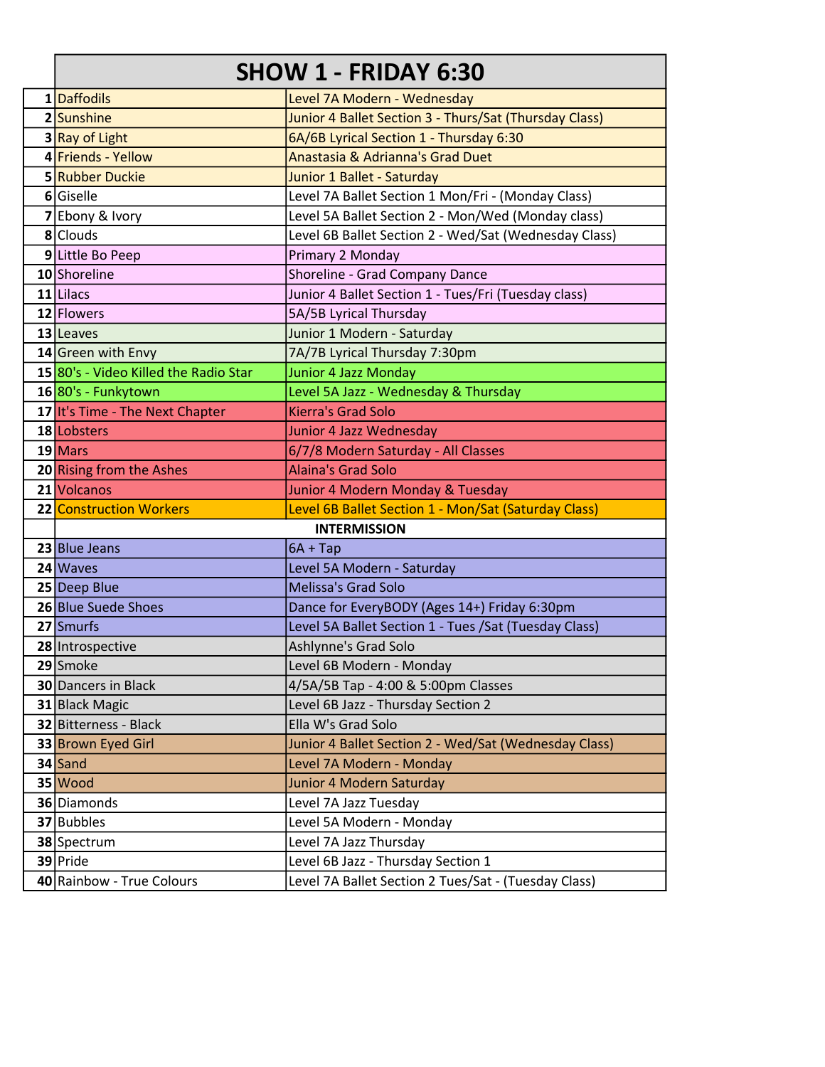| SHOW 1 - FRIDAY 6:30 | | |
|---|---|---|
| 1 | Daffodils | Level 7A Modern - Wednesday |
| 2 | Sunshine | Junior 4 Ballet Section 3 - Thurs/Sat (Thursday Class) |
| 3 | Ray of Light | 6A/6B Lyrical Section 1 - Thursday 6:30 |
| 4 | Friends - Yellow | Anastasia & Adrianna's Grad Duet |
| 5 | Rubber Duckie | Junior 1 Ballet - Saturday |
| 6 | Giselle | Level 7A Ballet Section 1 Mon/Fri - (Monday Class) |
| 7 | Ebony & Ivory | Level 5A Ballet Section 2 - Mon/Wed (Monday class) |
| 8 | Clouds | Level 6B Ballet Section 2 - Wed/Sat (Wednesday Class) |
| 9 | Little Bo Peep | Primary 2 Monday |
| 10 | Shoreline | Shoreline - Grad Company Dance |
| 11 | Lilacs | Junior 4 Ballet Section 1 - Tues/Fri (Tuesday class) |
| 12 | Flowers | 5A/5B Lyrical Thursday |
| 13 | Leaves | Junior 1 Modern - Saturday |
| 14 | Green with Envy | 7A/7B Lyrical Thursday 7:30pm |
| 15 | 80's - Video Killed the Radio Star | Junior 4 Jazz Monday |
| 16 | 80's - Funkytown | Level 5A Jazz - Wednesday & Thursday |
| 17 | It's Time - The Next Chapter | Kierra's Grad Solo |
| 18 | Lobsters | Junior 4 Jazz Wednesday |
| 19 | Mars | 6/7/8 Modern Saturday - All Classes |
| 20 | Rising from the Ashes | Alaina's Grad Solo |
| 21 | Volcanos | Junior 4 Modern Monday & Tuesday |
| 22 | Construction Workers | Level 6B Ballet Section 1 - Mon/Sat (Saturday Class) |
| | **INTERMISSION** | |
| 23 | Blue Jeans | 6A + Tap |
| 24 | Waves | Level 5A Modern - Saturday |
| 25 | Deep Blue | Melissa's Grad Solo |
| 26 | Blue Suede Shoes | Dance for EveryBODY (Ages 14+) Friday 6:30pm |
| 27 | Smurfs | Level 5A Ballet Section 1 - Tues /Sat (Tuesday Class) |
| 28 | Introspective | Ashlynne's Grad Solo |
| 29 | Smoke | Level 6B Modern - Monday |
| 30 | Dancers in Black | 4/5A/5B Tap - 4:00 & 5:00pm Classes |
| 31 | Black Magic | Level 6B Jazz - Thursday Section 2 |
| 32 | Bitterness - Black | Ella W's Grad Solo |
| 33 | Brown Eyed Girl | Junior 4 Ballet Section 2 - Wed/Sat (Wednesday Class) |
| 34 | Sand | Level 7A Modern - Monday |
| 35 | Wood | Junior 4 Modern Saturday |
| 36 | Diamonds | Level 7A Jazz Tuesday |
| 37 | Bubbles | Level 5A Modern - Monday |
| 38 | Spectrum | Level 7A Jazz Thursday |
| 39 | Pride | Level 6B Jazz - Thursday Section 1 |
| 40 | Rainbow - True Colours | Level 7A Ballet Section 2 Tues/Sat - (Tuesday Class) |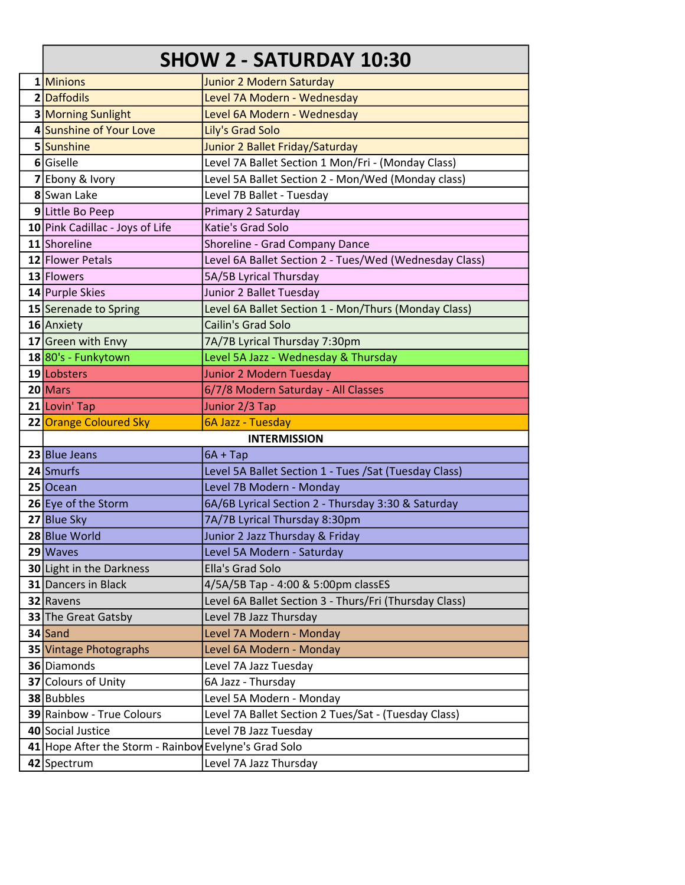| SHOW 2 - SATURDAY 10:30 | | |
|---|---|---|
| 1 | Minions | Junior 2 Modern Saturday |
| 2 | Daffodils | Level 7A Modern - Wednesday |
| 3 | Morning Sunlight | Level 6A Modern - Wednesday |
| 4 | Sunshine of Your Love | Lily's Grad Solo |
| 5 | Sunshine | Junior 2 Ballet Friday/Saturday |
| 6 | Giselle | Level 7A Ballet Section 1 Mon/Fri - (Monday Class) |
| 7 | Ebony & Ivory | Level 5A Ballet Section 2 - Mon/Wed (Monday class) |
| 8 | Swan Lake | Level 7B Ballet - Tuesday |
| 9 | Little Bo Peep | Primary 2 Saturday |
| 10 | Pink Cadillac - Joys of Life | Katie's Grad Solo |
| 11 | Shoreline | Shoreline - Grad Company Dance |
| 12 | Flower Petals | Level 6A Ballet Section 2 - Tues/Wed (Wednesday Class) |
| 13 | Flowers | 5A/5B Lyrical Thursday |
| 14 | Purple Skies | Junior 2 Ballet Tuesday |
| 15 | Serenade to Spring | Level 6A Ballet Section 1 - Mon/Thurs (Monday Class) |
| 16 | Anxiety | Cailin's Grad Solo |
| 17 | Green with Envy | 7A/7B Lyrical Thursday 7:30pm |
| 18 | 80's - Funkytown | Level 5A Jazz - Wednesday & Thursday |
| 19 | Lobsters | Junior 2 Modern Tuesday |
| 20 | Mars | 6/7/8 Modern Saturday - All Classes |
| 21 | Lovin' Tap | Junior 2/3 Tap |
| 22 | Orange Coloured Sky | 6A Jazz - Tuesday |
| | **INTERMISSION** | |
| 23 | Blue Jeans | 6A + Tap |
| 24 | Smurfs | Level 5A Ballet Section 1 - Tues /Sat (Tuesday Class) |
| 25 | Ocean | Level 7B Modern - Monday |
| 26 | Eye of the Storm | 6A/6B Lyrical Section 2 - Thursday 3:30 & Saturday |
| 27 | Blue Sky | 7A/7B Lyrical Thursday 8:30pm |
| 28 | Blue World | Junior 2 Jazz Thursday & Friday |
| 29 | Waves | Level 5A Modern - Saturday |
| 30 | Light in the Darkness | Ella's Grad Solo |
| 31 | Dancers in Black | 4/5A/5B Tap - 4:00 & 5:00pm classES |
| 32 | Ravens | Level 6A Ballet Section 3 - Thurs/Fri (Thursday Class) |
| 33 | The Great Gatsby | Level 7B Jazz Thursday |
| 34 | Sand | Level 7A Modern - Monday |
| 35 | Vintage Photographs | Level 6A Modern - Monday |
| 36 | Diamonds | Level 7A Jazz Tuesday |
| 37 | Colours of Unity | 6A Jazz - Thursday |
| 38 | Bubbles | Level 5A Modern - Monday |
| 39 | Rainbow - True Colours | Level 7A Ballet Section 2 Tues/Sat - (Tuesday Class) |
| 40 | Social Justice | Level 7B Jazz Tuesday |
| 41 | Hope After the Storm - Rainbow | Evelyne's Grad Solo |
| 42 | Spectrum | Level 7A Jazz Thursday |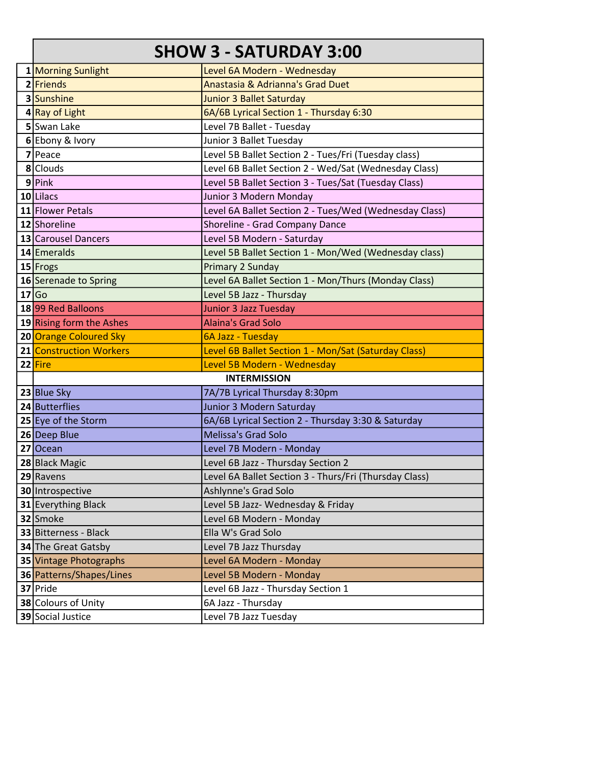# SHOW 3 - SATURDAY 3:00

| # | Title | Class |
|---|---|---|
| 1 | Morning Sunlight | Level 6A Modern - Wednesday |
| 2 | Friends | Anastasia & Adrianna's Grad Duet |
| 3 | Sunshine | Junior 3 Ballet Saturday |
| 4 | Ray of Light | 6A/6B Lyrical Section 1 - Thursday 6:30 |
| 5 | Swan Lake | Level 7B Ballet - Tuesday |
| 6 | Ebony & Ivory | Junior 3 Ballet Tuesday |
| 7 | Peace | Level 5B Ballet Section 2 - Tues/Fri (Tuesday class) |
| 8 | Clouds | Level 6B Ballet Section 2 - Wed/Sat (Wednesday Class) |
| 9 | Pink | Level 5B Ballet Section 3 - Tues/Sat (Tuesday Class) |
| 10 | Lilacs | Junior 3 Modern Monday |
| 11 | Flower Petals | Level 6A Ballet Section 2 - Tues/Wed (Wednesday Class) |
| 12 | Shoreline | Shoreline - Grad Company Dance |
| 13 | Carousel Dancers | Level 5B Modern - Saturday |
| 14 | Emeralds | Level 5B Ballet Section 1 - Mon/Wed (Wednesday class) |
| 15 | Frogs | Primary 2 Sunday |
| 16 | Serenade to Spring | Level 6A Ballet Section 1 - Mon/Thurs (Monday Class) |
| 17 | Go | Level 5B Jazz - Thursday |
| 18 | 99 Red Balloons | Junior 3 Jazz Tuesday |
| 19 | Rising form the Ashes | Alaina's Grad Solo |
| 20 | Orange Coloured Sky | 6A Jazz - Tuesday |
| 21 | Construction Workers | Level 6B Ballet Section 1 - Mon/Sat (Saturday Class) |
| 22 | Fire | Level 5B Modern - Wednesday |
| | **INTERMISSION** | |
| 23 | Blue Sky | 7A/7B Lyrical Thursday 8:30pm |
| 24 | Butterflies | Junior 3 Modern Saturday |
| 25 | Eye of the Storm | 6A/6B Lyrical Section 2 - Thursday 3:30 & Saturday |
| 26 | Deep Blue | Melissa's Grad Solo |
| 27 | Ocean | Level 7B Modern - Monday |
| 28 | Black Magic | Level 6B Jazz - Thursday Section 2 |
| 29 | Ravens | Level 6A Ballet Section 3 - Thurs/Fri (Thursday Class) |
| 30 | Introspective | Ashlynne's Grad Solo |
| 31 | Everything Black | Level 5B Jazz- Wednesday & Friday |
| 32 | Smoke | Level 6B Modern - Monday |
| 33 | Bitterness - Black | Ella W's Grad Solo |
| 34 | The Great Gatsby | Level 7B Jazz Thursday |
| 35 | Vintage Photographs | Level 6A Modern - Monday |
| 36 | Patterns/Shapes/Lines | Level 5B Modern - Monday |
| 37 | Pride | Level 6B Jazz - Thursday Section 1 |
| 38 | Colours of Unity | 6A Jazz - Thursday |
| 39 | Social Justice | Level 7B Jazz Tuesday |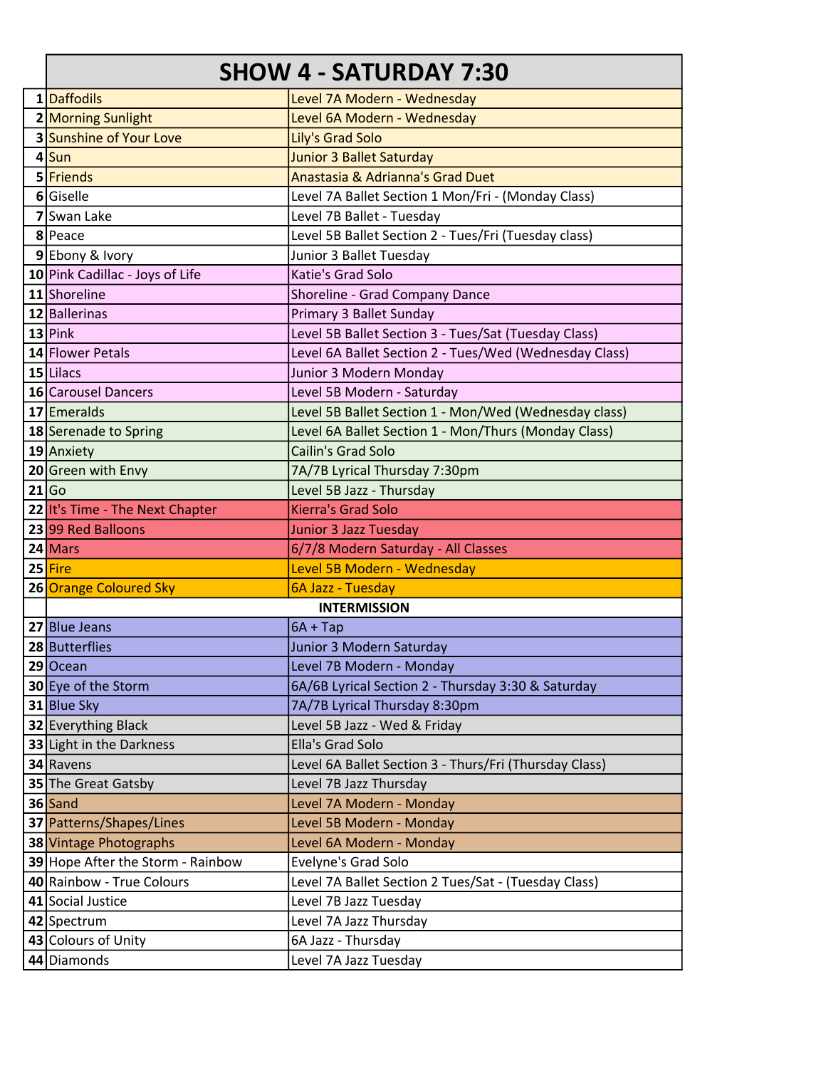# SHOW 4 - SATURDAY 7:30

| # | Title | Class |
|---|---|---|
| 1 | Daffodils | Level 7A Modern - Wednesday |
| 2 | Morning Sunlight | Level 6A Modern - Wednesday |
| 3 | Sunshine of Your Love | Lily's Grad Solo |
| 4 | Sun | Junior 3 Ballet Saturday |
| 5 | Friends | Anastasia & Adrianna's Grad Duet |
| 6 | Giselle | Level 7A Ballet Section 1 Mon/Fri - (Monday Class) |
| 7 | Swan Lake | Level 7B Ballet - Tuesday |
| 8 | Peace | Level 5B Ballet Section 2 - Tues/Fri (Tuesday class) |
| 9 | Ebony & Ivory | Junior 3 Ballet Tuesday |
| 10 | Pink Cadillac - Joys of Life | Katie's Grad Solo |
| 11 | Shoreline | Shoreline - Grad Company Dance |
| 12 | Ballerinas | Primary 3 Ballet Sunday |
| 13 | Pink | Level 5B Ballet Section 3 - Tues/Sat (Tuesday Class) |
| 14 | Flower Petals | Level 6A Ballet Section 2 - Tues/Wed (Wednesday Class) |
| 15 | Lilacs | Junior 3 Modern Monday |
| 16 | Carousel Dancers | Level 5B Modern - Saturday |
| 17 | Emeralds | Level 5B Ballet Section 1 - Mon/Wed (Wednesday class) |
| 18 | Serenade to Spring | Level 6A Ballet Section 1 - Mon/Thurs (Monday Class) |
| 19 | Anxiety | Cailin's Grad Solo |
| 20 | Green with Envy | 7A/7B Lyrical Thursday 7:30pm |
| 21 | Go | Level 5B Jazz - Thursday |
| 22 | It's Time - The Next Chapter | Kierra's Grad Solo |
| 23 | 99 Red Balloons | Junior 3 Jazz Tuesday |
| 24 | Mars | 6/7/8 Modern Saturday - All Classes |
| 25 | Fire | Level 5B Modern - Wednesday |
| 26 | Orange Coloured Sky | 6A Jazz - Tuesday |
| | **INTERMISSION** | |
| 27 | Blue Jeans | 6A + Tap |
| 28 | Butterflies | Junior 3 Modern Saturday |
| 29 | Ocean | Level 7B Modern - Monday |
| 30 | Eye of the Storm | 6A/6B Lyrical Section 2 - Thursday 3:30 & Saturday |
| 31 | Blue Sky | 7A/7B Lyrical Thursday 8:30pm |
| 32 | Everything Black | Level 5B Jazz - Wed & Friday |
| 33 | Light in the Darkness | Ella's Grad Solo |
| 34 | Ravens | Level 6A Ballet Section 3 - Thurs/Fri (Thursday Class) |
| 35 | The Great Gatsby | Level 7B Jazz Thursday |
| 36 | Sand | Level 7A Modern - Monday |
| 37 | Patterns/Shapes/Lines | Level 5B Modern - Monday |
| 38 | Vintage Photographs | Level 6A Modern - Monday |
| 39 | Hope After the Storm - Rainbow | Evelyne's Grad Solo |
| 40 | Rainbow - True Colours | Level 7A Ballet Section 2 Tues/Sat - (Tuesday Class) |
| 41 | Social Justice | Level 7B Jazz Tuesday |
| 42 | Spectrum | Level 7A Jazz Thursday |
| 43 | Colours of Unity | 6A Jazz - Thursday |
| 44 | Diamonds | Level 7A Jazz Tuesday |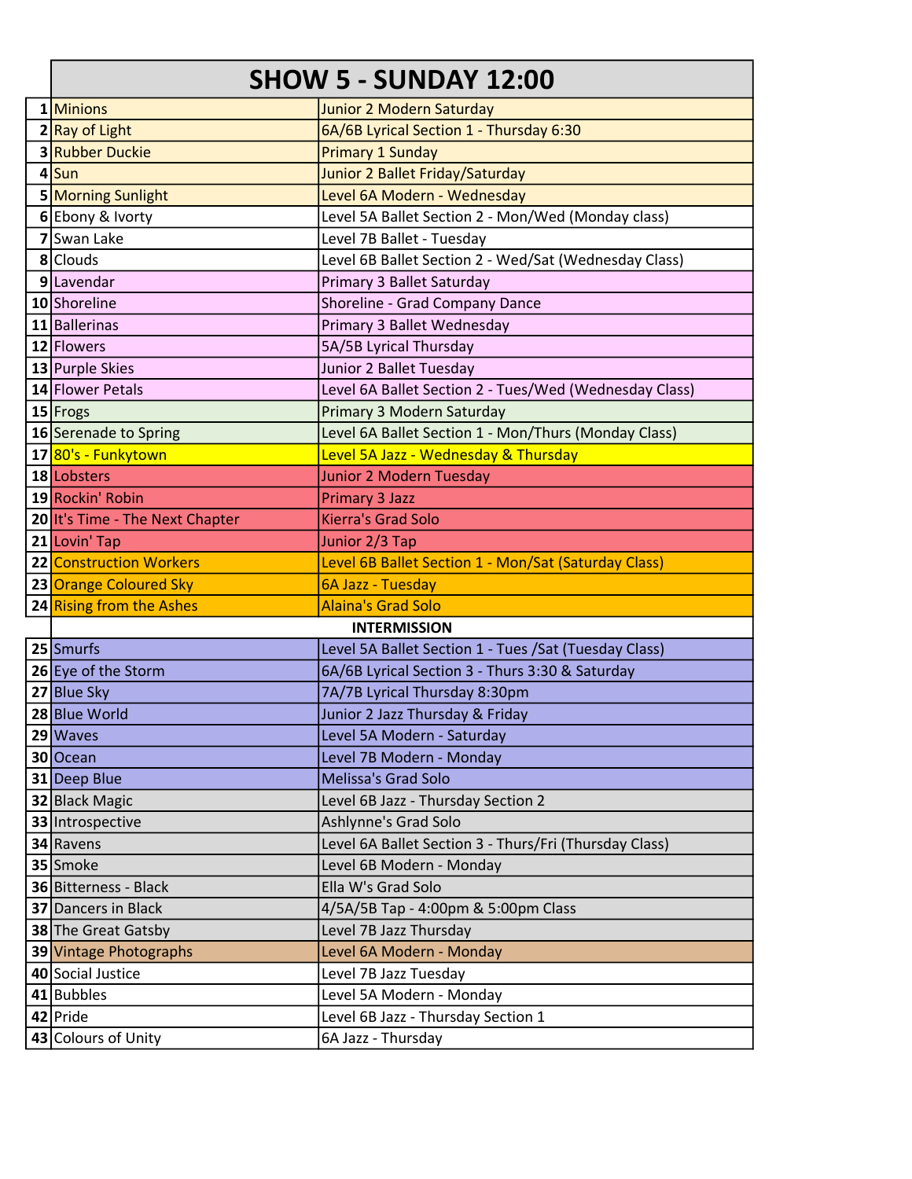# SHOW 5 - SUNDAY 12:00

| # | Title | Class |
|---|---|---|
| 1 | Minions | Junior 2 Modern Saturday |
| 2 | Ray of Light | 6A/6B Lyrical Section 1 - Thursday 6:30 |
| 3 | Rubber Duckie | Primary 1 Sunday |
| 4 | Sun | Junior 2 Ballet Friday/Saturday |
| 5 | Morning Sunlight | Level 6A Modern - Wednesday |
| 6 | Ebony & Ivorty | Level 5A Ballet Section 2 - Mon/Wed (Monday class) |
| 7 | Swan Lake | Level 7B Ballet - Tuesday |
| 8 | Clouds | Level 6B Ballet Section 2 - Wed/Sat (Wednesday Class) |
| 9 | Lavendar | Primary 3 Ballet Saturday |
| 10 | Shoreline | Shoreline - Grad Company Dance |
| 11 | Ballerinas | Primary 3 Ballet Wednesday |
| 12 | Flowers | 5A/5B Lyrical Thursday |
| 13 | Purple Skies | Junior 2 Ballet Tuesday |
| 14 | Flower Petals | Level 6A Ballet Section 2 - Tues/Wed (Wednesday Class) |
| 15 | Frogs | Primary 3 Modern Saturday |
| 16 | Serenade to Spring | Level 6A Ballet Section 1 - Mon/Thurs (Monday Class) |
| 17 | 80's - Funkytown | Level 5A Jazz - Wednesday & Thursday |
| 18 | Lobsters | Junior 2 Modern Tuesday |
| 19 | Rockin' Robin | Primary 3 Jazz |
| 20 | It's Time - The Next Chapter | Kierra's Grad Solo |
| 21 | Lovin' Tap | Junior 2/3 Tap |
| 22 | Construction Workers | Level 6B Ballet Section 1 - Mon/Sat (Saturday Class) |
| 23 | Orange Coloured Sky | 6A Jazz - Tuesday |
| 24 | Rising from the Ashes | Alaina's Grad Solo |
| | **INTERMISSION** | |
| 25 | Smurfs | Level 5A Ballet Section 1 - Tues /Sat (Tuesday Class) |
| 26 | Eye of the Storm | 6A/6B Lyrical Section 3 - Thurs 3:30 & Saturday |
| 27 | Blue Sky | 7A/7B Lyrical Thursday 8:30pm |
| 28 | Blue World | Junior 2 Jazz Thursday & Friday |
| 29 | Waves | Level 5A Modern - Saturday |
| 30 | Ocean | Level 7B Modern - Monday |
| 31 | Deep Blue | Melissa's Grad Solo |
| 32 | Black Magic | Level 6B Jazz - Thursday Section 2 |
| 33 | Introspective | Ashlynne's Grad Solo |
| 34 | Ravens | Level 6A Ballet Section 3 - Thurs/Fri (Thursday Class) |
| 35 | Smoke | Level 6B Modern - Monday |
| 36 | Bitterness - Black | Ella W's Grad Solo |
| 37 | Dancers in Black | 4/5A/5B Tap - 4:00pm & 5:00pm Class |
| 38 | The Great Gatsby | Level 7B Jazz Thursday |
| 39 | Vintage Photographs | Level 6A Modern - Monday |
| 40 | Social Justice | Level 7B Jazz Tuesday |
| 41 | Bubbles | Level 5A Modern - Monday |
| 42 | Pride | Level 6B Jazz - Thursday Section 1 |
| 43 | Colours of Unity | 6A Jazz - Thursday |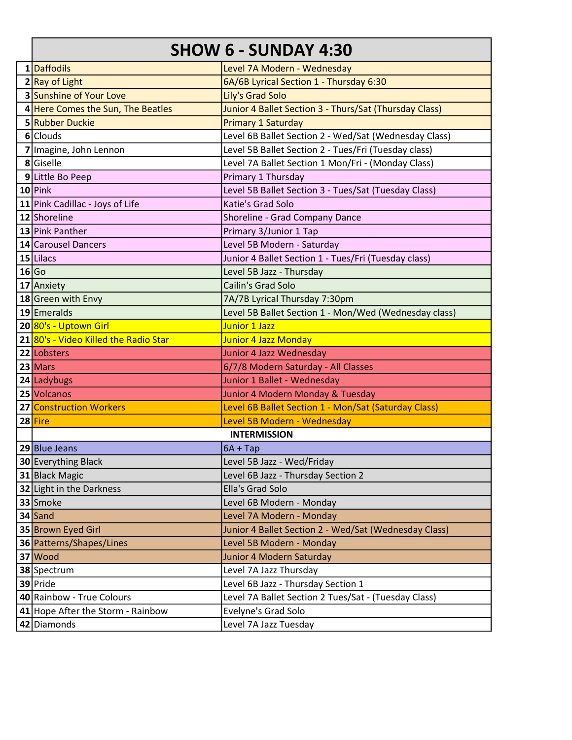# SHOW 6 - SUNDAY 4:30

| | | |
|---|---|---|
| 1 | Daffodils | Level 7A Modern - Wednesday |
| 2 | Ray of Light | 6A/6B Lyrical Section 1 - Thursday 6:30 |
| 3 | Sunshine of Your Love | Lily's Grad Solo |
| 4 | Here Comes the Sun, The Beatles | Junior 4 Ballet Section 3 - Thurs/Sat (Thursday Class) |
| 5 | Rubber Duckie | Primary 1 Saturday |
| 6 | Clouds | Level 6B Ballet Section 2 - Wed/Sat (Wednesday Class) |
| 7 | Imagine, John Lennon | Level 5B Ballet Section 2 - Tues/Fri (Tuesday class) |
| 8 | Giselle | Level 7A Ballet Section 1 Mon/Fri - (Monday Class) |
| 9 | Little Bo Peep | Primary 1 Thursday |
| 10 | Pink | Level 5B Ballet Section 3 - Tues/Sat (Tuesday Class) |
| 11 | Pink Cadillac - Joys of Life | Katie's Grad Solo |
| 12 | Shoreline | Shoreline - Grad Company Dance |
| 13 | Pink Panther | Primary 3/Junior 1 Tap |
| 14 | Carousel Dancers | Level 5B Modern - Saturday |
| 15 | Lilacs | Junior 4 Ballet Section 1 - Tues/Fri (Tuesday class) |
| 16 | Go | Level 5B Jazz - Thursday |
| 17 | Anxiety | Cailin's Grad Solo |
| 18 | Green with Envy | 7A/7B Lyrical Thursday 7:30pm |
| 19 | Emeralds | Level 5B Ballet Section 1 - Mon/Wed (Wednesday class) |
| 20 | 80's - Uptown Girl | Junior 1 Jazz |
| 21 | 80's - Video Killed the Radio Star | Junior 4 Jazz Monday |
| 22 | Lobsters | Junior 4 Jazz Wednesday |
| 23 | Mars | 6/7/8 Modern Saturday - All Classes |
| 24 | Ladybugs | Junior 1 Ballet - Wednesday |
| 25 | Volcanos | Junior 4 Modern Monday & Tuesday |
| 27 | Construction Workers | Level 6B Ballet Section 1 - Mon/Sat (Saturday Class) |
| 28 | Fire | Level 5B Modern - Wednesday |
| | **INTERMISSION** | |
| 29 | Blue Jeans | 6A + Tap |
| 30 | Everything Black | Level 5B Jazz - Wed/Friday |
| 31 | Black Magic | Level 6B Jazz - Thursday Section 2 |
| 32 | Light in the Darkness | Ella's Grad Solo |
| 33 | Smoke | Level 6B Modern - Monday |
| 34 | Sand | Level 7A Modern - Monday |
| 35 | Brown Eyed Girl | Junior 4 Ballet Section 2 - Wed/Sat (Wednesday Class) |
| 36 | Patterns/Shapes/Lines | Level 5B Modern - Monday |
| 37 | Wood | Junior 4 Modern Saturday |
| 38 | Spectrum | Level 7A Jazz Thursday |
| 39 | Pride | Level 6B Jazz - Thursday Section 1 |
| 40 | Rainbow - True Colours | Level 7A Ballet Section 2 Tues/Sat - (Tuesday Class) |
| 41 | Hope After the Storm - Rainbow | Evelyne's Grad Solo |
| 42 | Diamonds | Level 7A Jazz Tuesday |